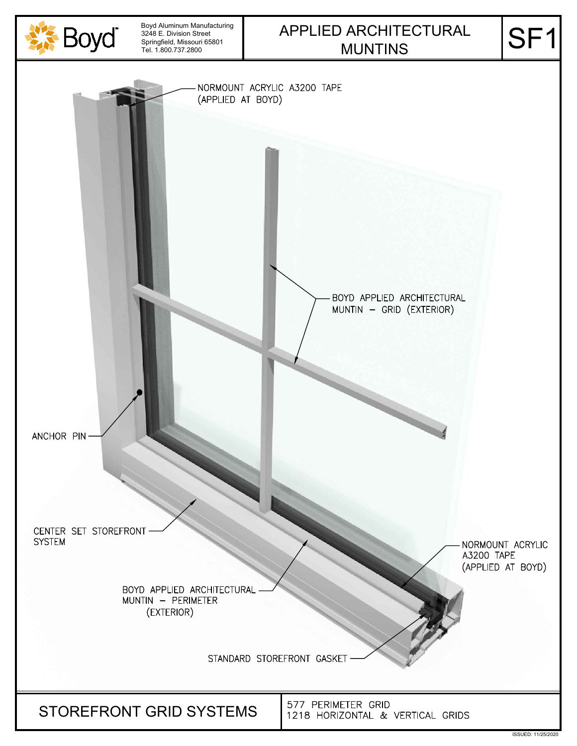Boyd Aluminum Manufacturing
3248 E. Division Street
Springfield, Missouri 65801
Tel. 1.800.737.2800

# APPLIED ARCHITECTURAL MUNTINS

SF1

NORMOUNT ACRYLIC A3200 TAPE (APPLIED AT BOYD)

BOYD APPLIED ARCHITECTURAL MUNTIN – GRID (EXTERIOR)

ANCHOR PIN

CENTER SET STOREFRONT SYSTEM

NORMOUNT ACRYLIC A3200 TAPE (APPLIED AT BOYD)

BOYD APPLIED ARCHITECTURAL MUNTIN – PERIMETER (EXTERIOR)

STANDARD STOREFRONT GASKET

## STOREFRONT GRID SYSTEMS

577 PERIMETER GRID
1218 HORIZONTAL & VERTICAL GRIDS

ISSUED: 11/25/2020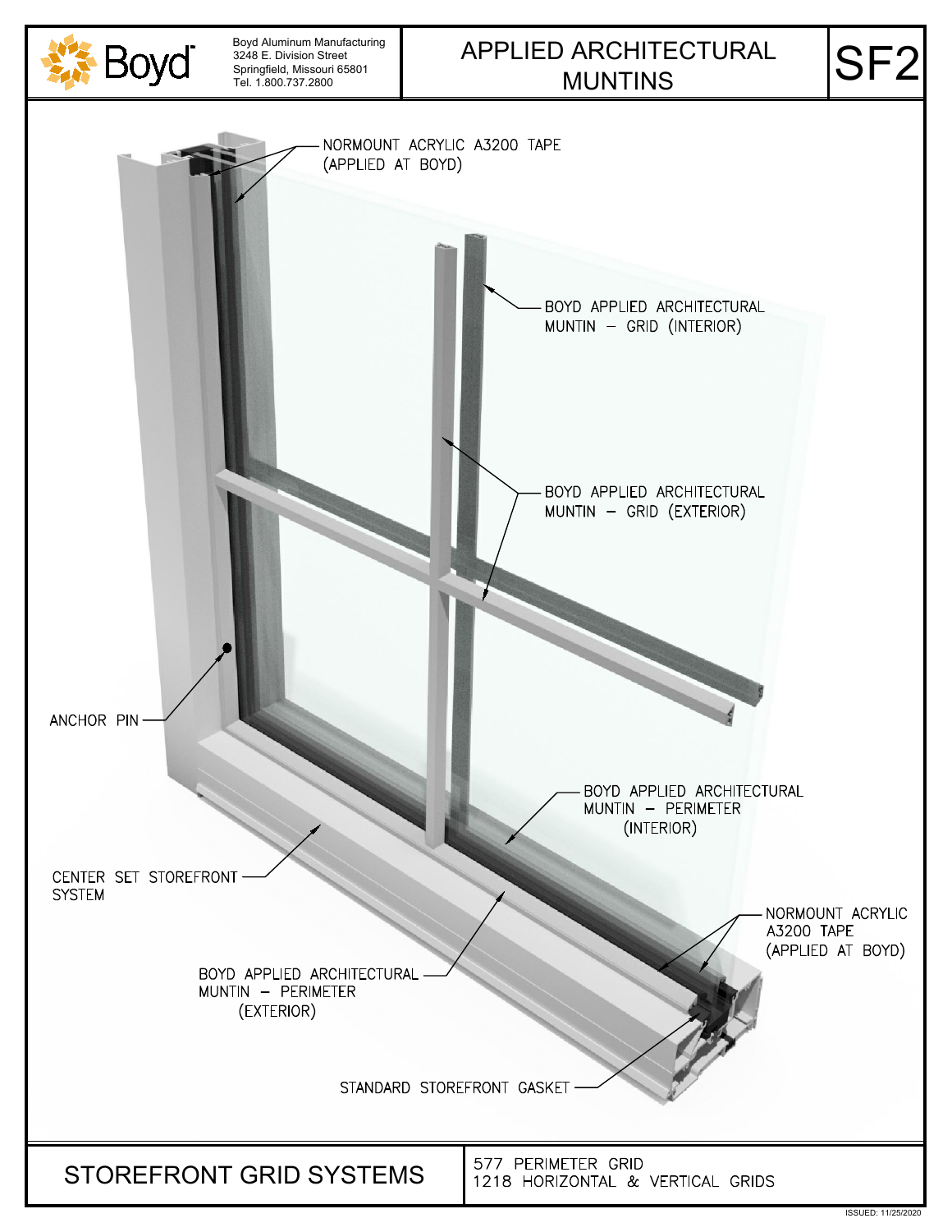Boyd Aluminum Manufacturing
3248 E. Division Street
Springfield, Missouri 65801
Tel. 1.800.737.2800

# APPLIED ARCHITECTURAL MUNTINS

SF2

NORMOUNT ACRYLIC A3200 TAPE (APPLIED AT BOYD)

BOYD APPLIED ARCHITECTURAL MUNTIN – GRID (INTERIOR)

BOYD APPLIED ARCHITECTURAL MUNTIN – GRID (EXTERIOR)

ANCHOR PIN

BOYD APPLIED ARCHITECTURAL MUNTIN – PERIMETER (INTERIOR)

CENTER SET STOREFRONT SYSTEM

NORMOUNT ACRYLIC A3200 TAPE (APPLIED AT BOYD)

BOYD APPLIED ARCHITECTURAL MUNTIN – PERIMETER (EXTERIOR)

STANDARD STOREFRONT GASKET

## STOREFRONT GRID SYSTEMS

577 PERIMETER GRID
1218 HORIZONTAL & VERTICAL GRIDS

ISSUED: 11/25/2020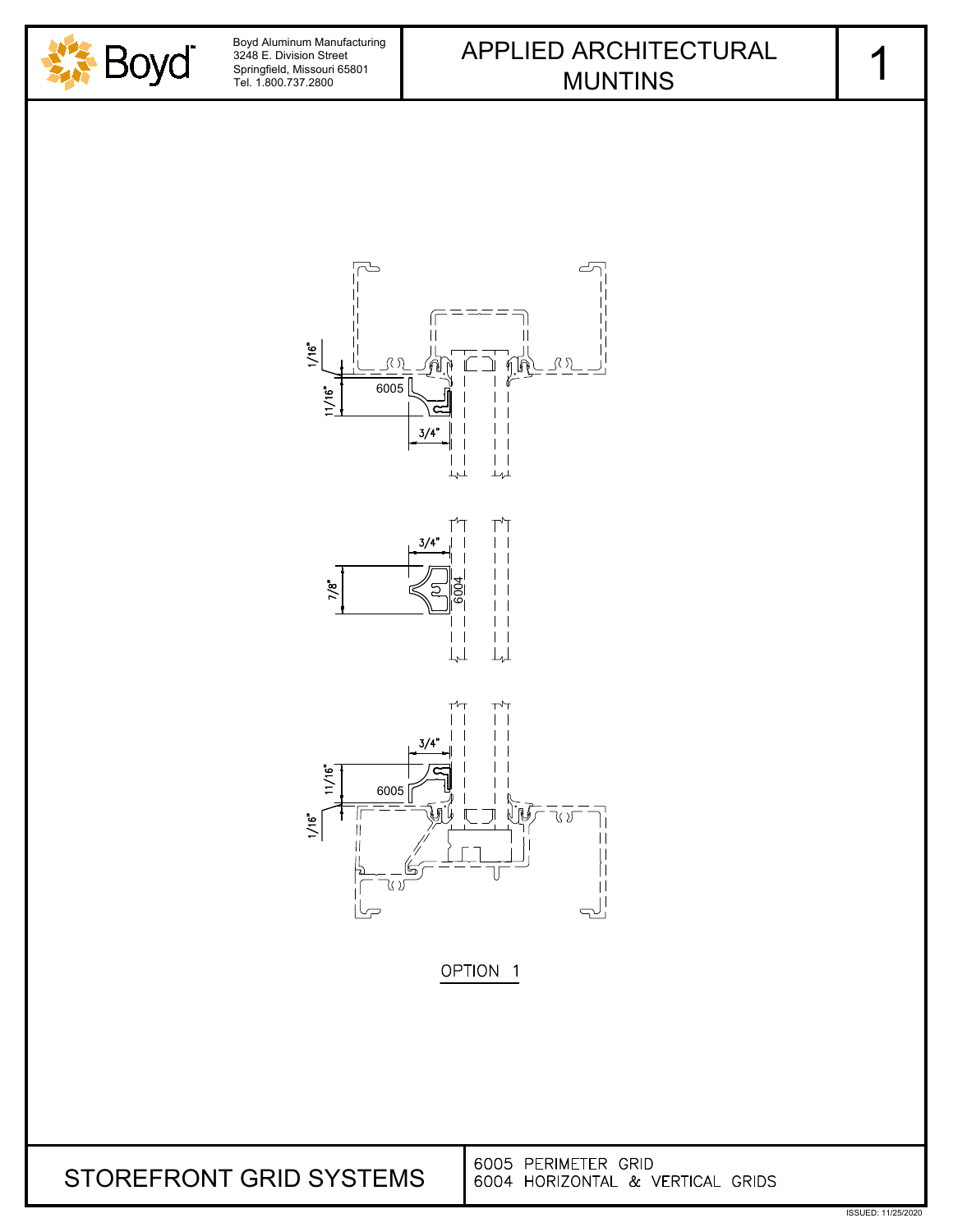Boyd Aluminum Manufacturing
3248 E. Division Street
Springfield, Missouri 65801
Tel. 1.800.737.2800

# APPLIED ARCHITECTURAL MUNTINS

1

1/16"

11/16"

6005

3/4"

3/4"

7/8"

6004

3/4"

11/16"

6005

1/16"

OPTION 1

## STOREFRONT GRID SYSTEMS

6005 PERIMETER GRID
6004 HORIZONTAL & VERTICAL GRIDS

ISSUED: 11/25/2020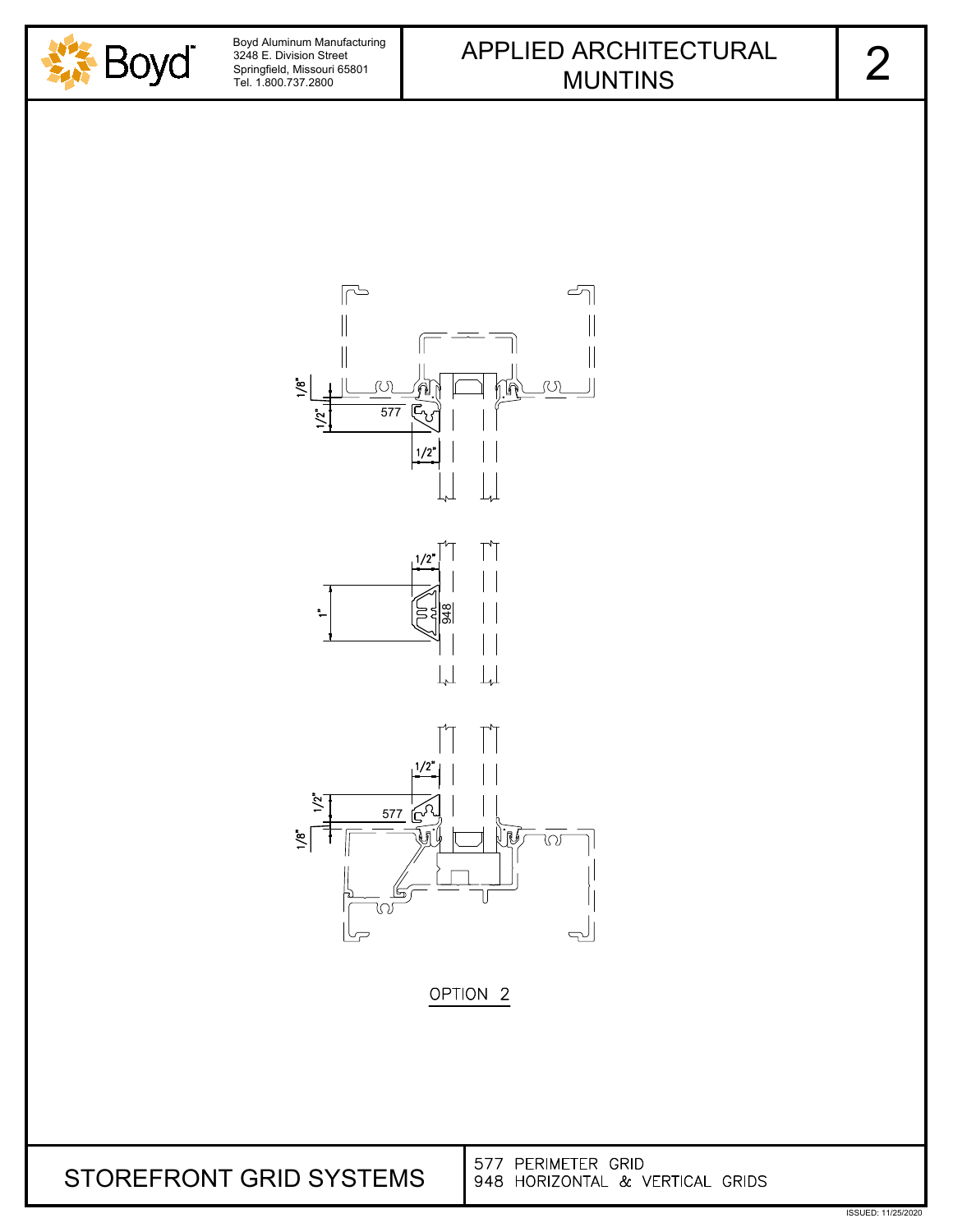# APPLIED ARCHITECTURAL MUNTINS

Boyd Aluminum Manufacturing
3248 E. Division Street
Springfield, Missouri 65801
Tel. 1.800.737.2800

1/8"
1/2"
577
1/2"

1/2"
1"
948

1/2"
1/2"
577
1/8"

OPTION 2

## STOREFRONT GRID SYSTEMS

577 PERIMETER GRID
948 HORIZONTAL & VERTICAL GRIDS

ISSUED: 11/25/2020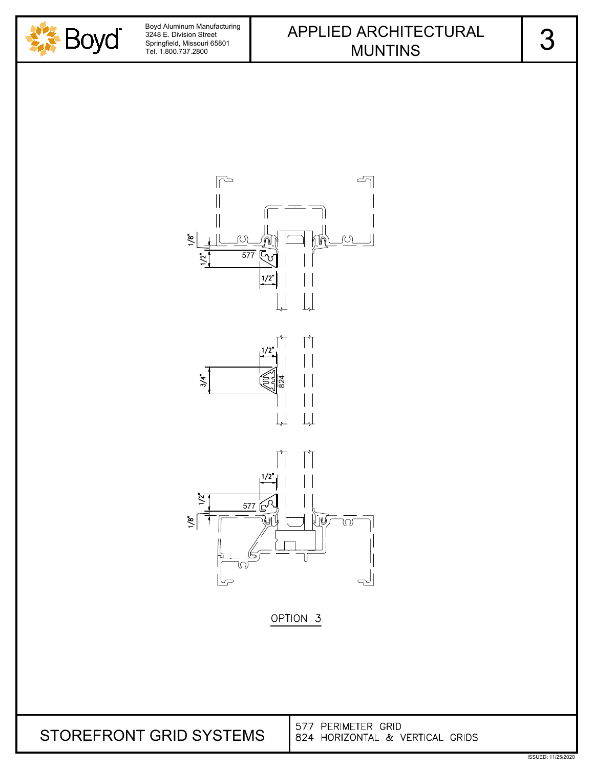Boyd Aluminum Manufacturing
3248 E. Division Street
Springfield, Missouri 65801
Tel. 1.800.737.2800

# APPLIED ARCHITECTURAL MUNTINS

3

1/8"

1/2"

577

1/2"

1/2"

3/4"

824

1/2"

1/2"

577

1/8"

OPTION 3

## STOREFRONT GRID SYSTEMS

577 PERIMETER GRID
824 HORIZONTAL & VERTICAL GRIDS

ISSUED: 11/25/2020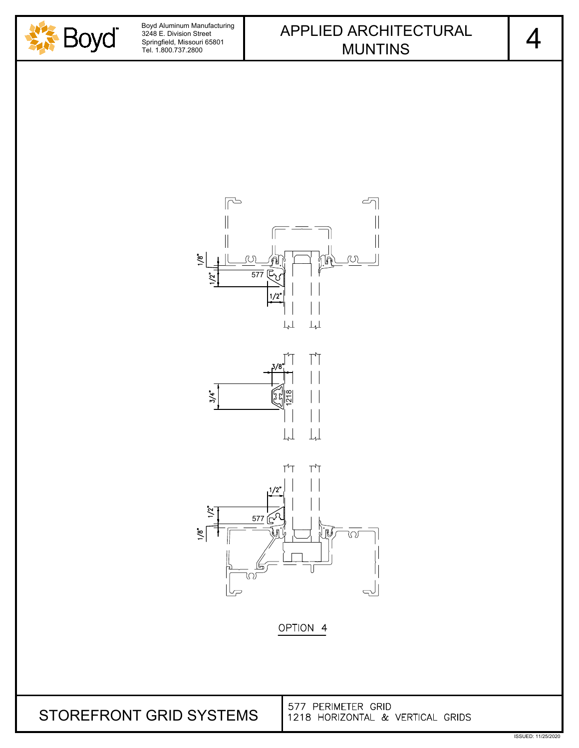Boyd

Boyd Aluminum Manufacturing
3248 E. Division Street
Springfield, Missouri 65801
Tel. 1.800.737.2800

# APPLIED ARCHITECTURAL MUNTINS

4

1/8"
1/2"
577
1/2"

3/8"
3/4"
1218

1/2"
1/2"
577
1/8"

OPTION 4

## STOREFRONT GRID SYSTEMS

577 PERIMETER GRID
1218 HORIZONTAL & VERTICAL GRIDS

ISSUED: 11/25/2020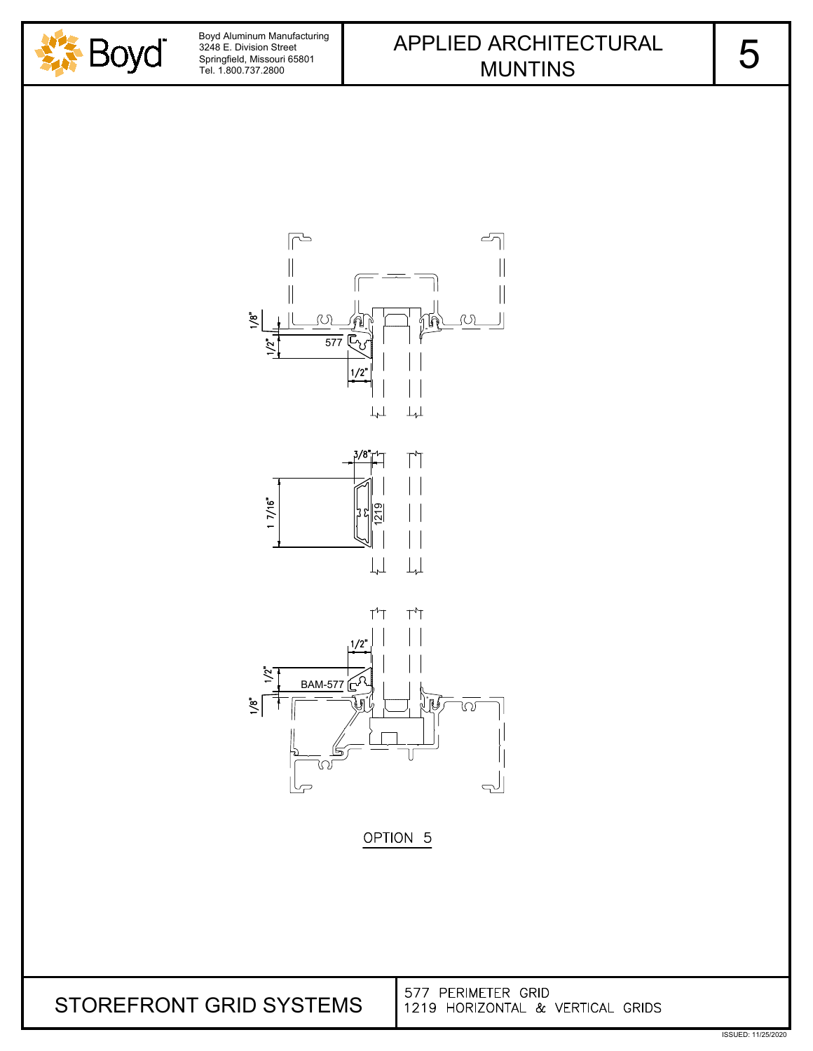Boyd Aluminum Manufacturing
3248 E. Division Street
Springfield, Missouri 65801
Tel. 1.800.737.2800

# APPLIED ARCHITECTURAL MUNTINS

5

1/8"

1/2"

577

1/2"

3/8"

1 7/16"

1219

1/2"

1/2"

BAM-577

1/8"

OPTION 5

## STOREFRONT GRID SYSTEMS

577 PERIMETER GRID
1219 HORIZONTAL & VERTICAL GRIDS

ISSUED: 11/25/2020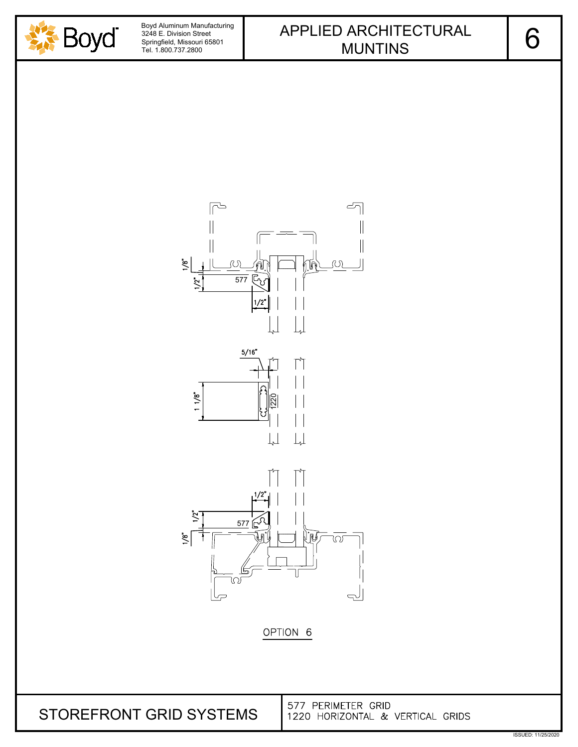Boyd Aluminum Manufacturing
3248 E. Division Street
Springfield, Missouri 65801
Tel. 1.800.737.2800

# APPLIED ARCHITECTURAL MUNTINS

# 6

1/8"

1/2"

577

1/2"

5/16"

1 1/8"

1220

1/2"

1/2"

577

1/8"

OPTION 6

## STOREFRONT GRID SYSTEMS

577 PERIMETER GRID
1220 HORIZONTAL & VERTICAL GRIDS

ISSUED: 11/25/2020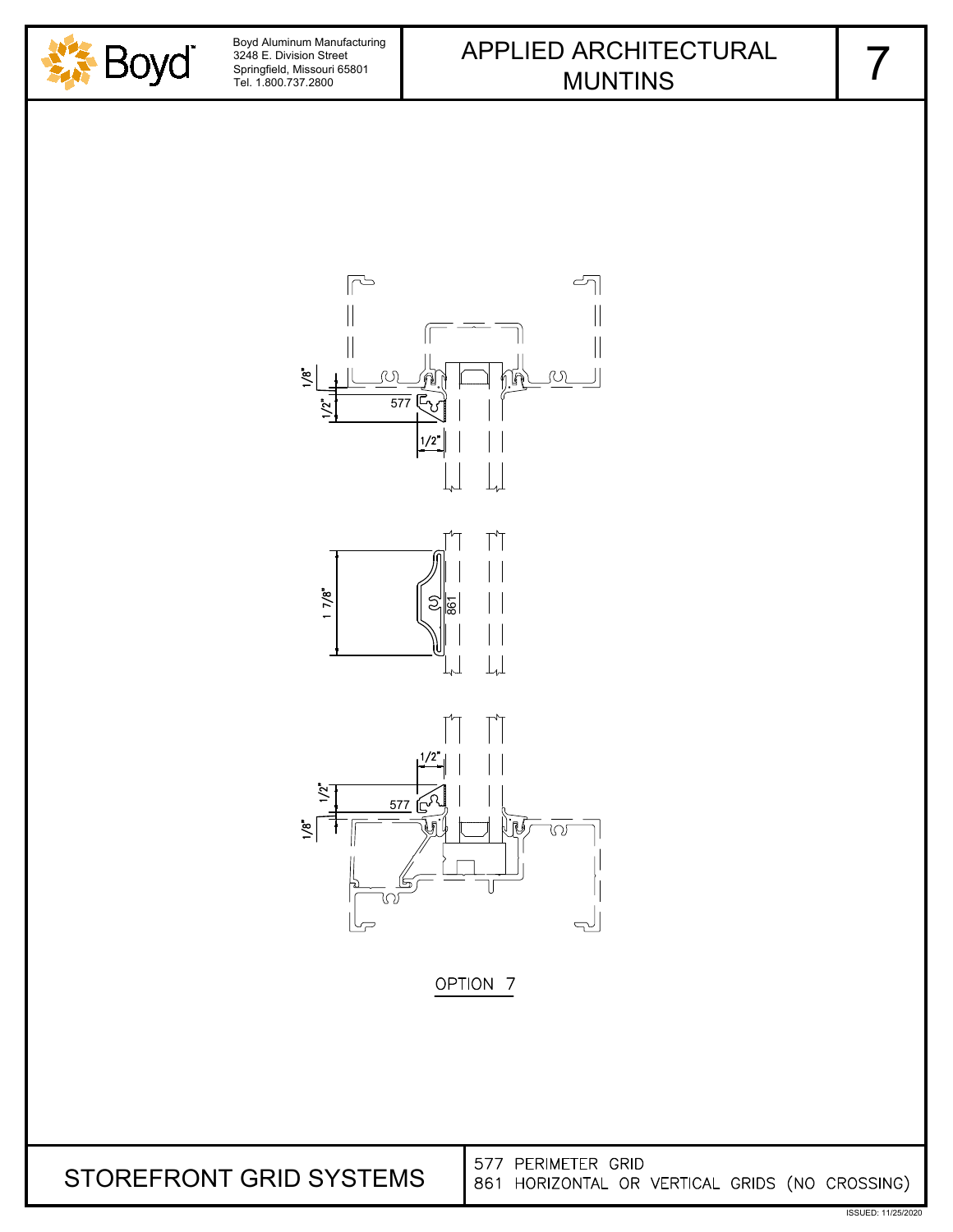Boyd Aluminum Manufacturing
3248 E. Division Street
Springfield, Missouri 65801
Tel. 1.800.737.2800

# APPLIED ARCHITECTURAL MUNTINS

7

1/8"
1/2"
577
1/2"

1 7/8"
861

1/2"
1/2"
577
1/8"

OPTION 7

## STOREFRONT GRID SYSTEMS

577 PERIMETER GRID
861 HORIZONTAL OR VERTICAL GRIDS (NO CROSSING)

ISSUED: 11/25/2020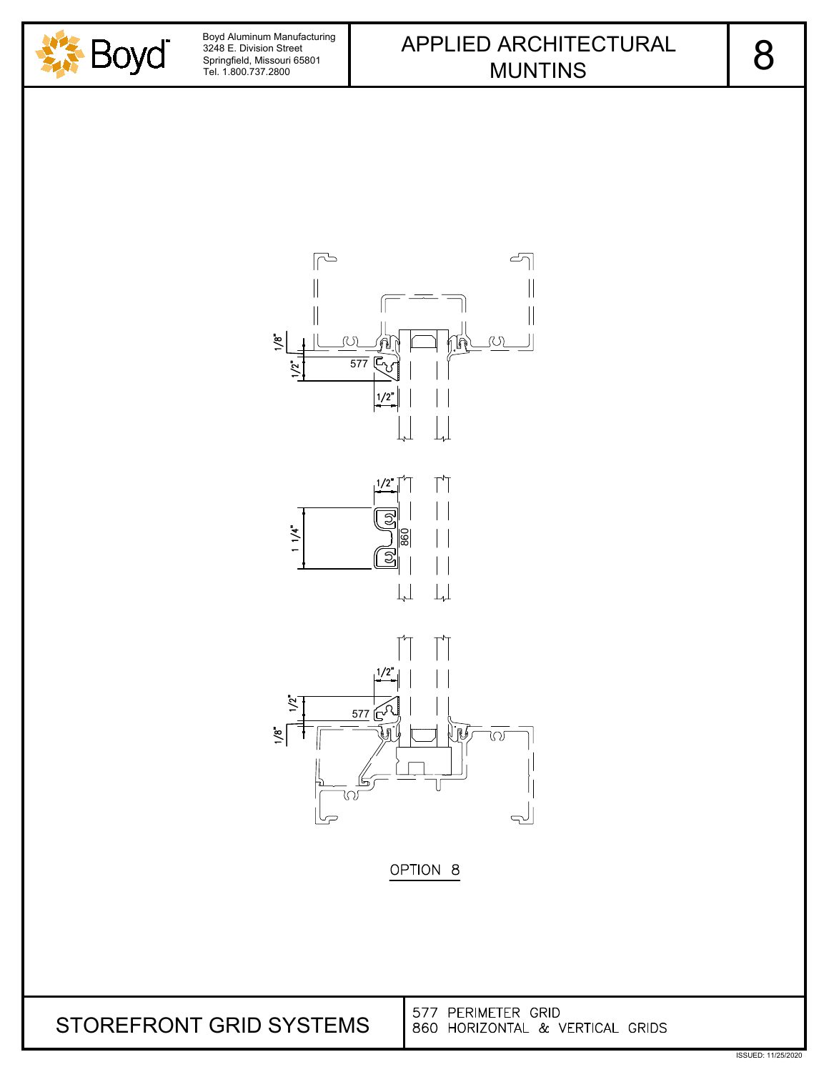Boyd Aluminum Manufacturing
3248 E. Division Street
Springfield, Missouri 65801
Tel. 1.800.737.2800

# APPLIED ARCHITECTURAL MUNTINS

8

1/8"
1/2"
577
1/2"

1/2"
1 1/4"
860

1/2"
1/2"
577
1/8"

OPTION 8

## STOREFRONT GRID SYSTEMS

577 PERIMETER GRID
860 HORIZONTAL & VERTICAL GRIDS

ISSUED: 11/25/2020